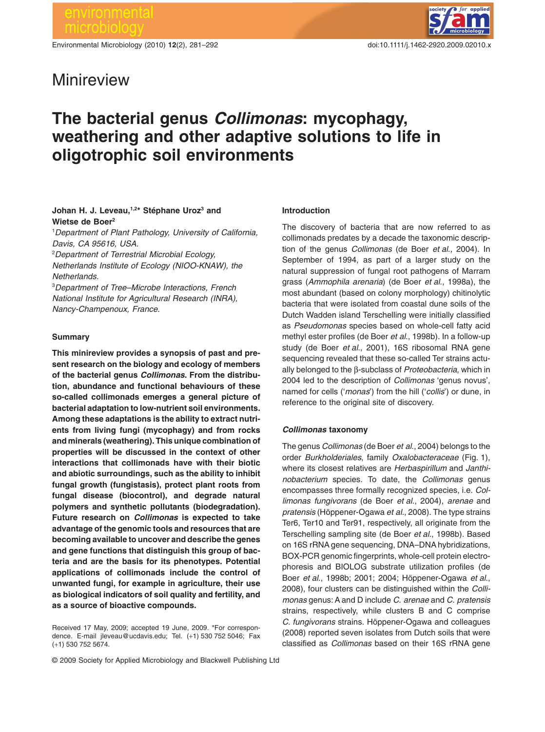Minireview

# The bacterial genus *Collimonas*: mycophagy, weathering and other adaptive solutions to life in oligotrophic soil environments

**Johan H. J. Leveau,[1,2]* Stéphane Uroz[3] and Wietse de Boer[2]**

[1]*Department of Plant Pathology, University of California, Davis, CA 95616, USA.*
[2]*Department of Terrestrial Microbial Ecology, Netherlands Institute of Ecology (NIOO-KNAW), the Netherlands.*
[3]*Department of Tree–Microbe Interactions, French National Institute for Agricultural Research (INRA), Nancy-Champenoux, France.*

## Summary

**This minireview provides a synopsis of past and present research on the biology and ecology of members of the bacterial genus *Collimonas*. From the distribution, abundance and functional behaviours of these so-called collimonads emerges a general picture of bacterial adaptation to low-nutrient soil environments. Among these adaptations is the ability to extract nutrients from living fungi (mycophagy) and from rocks and minerals (weathering). This unique combination of properties will be discussed in the context of other interactions that collimonads have with their biotic and abiotic surroundings, such as the ability to inhibit fungal growth (fungistasis), protect plant roots from fungal disease (biocontrol), and degrade natural polymers and synthetic pollutants (biodegradation). Future research on *Collimonas* is expected to take advantage of the genomic tools and resources that are becoming available to uncover and describe the genes and gene functions that distinguish this group of bacteria and are the basis for its phenotypes. Potential applications of collimonads include the control of unwanted fungi, for example in agriculture, their use as biological indicators of soil quality and fertility, and as a source of bioactive compounds.**

Received 17 May, 2009; accepted 19 June, 2009. *For correspondence. E-mail jleveau@ucdavis.edu; Tel. (+1) 530 752 5046; Fax (+1) 530 752 5674.

## Introduction

The discovery of bacteria that are now referred to as collimonads predates by a decade the taxonomic description of the genus *Collimonas* (de Boer *et al*., 2004). In September of 1994, as part of a larger study on the natural suppression of fungal root pathogens of Marram grass (*Ammophila arenaria*) (de Boer *et al*., 1998a), the most abundant (based on colony morphology) chitinolytic bacteria that were isolated from coastal dune soils of the Dutch Wadden island Terschelling were initially classified as *Pseudomonas* species based on whole-cell fatty acid methyl ester profiles (de Boer *et al*., 1998b). In a follow-up study (de Boer *et al*., 2001), 16S ribosomal RNA gene sequencing revealed that these so-called Ter strains actually belonged to the β-subclass of *Proteobacteria*, which in 2004 led to the description of *Collimonas* 'genus novus', named for cells ('*monas*') from the hill ('*collis*') or dune, in reference to the original site of discovery.

## *Collimonas* taxonomy

The genus *Collimonas* (de Boer *et al*., 2004) belongs to the order *Burkholderiales*, family *Oxalobacteraceae* (Fig. 1), where its closest relatives are *Herbaspirillum* and *Janthinobacterium* species. To date, the *Collimonas* genus encompasses three formally recognized species, i.e. *Collimonas fungivorans* (de Boer *et al*., 2004), *arenae* and *pratensis* (Höppener-Ogawa *et al*., 2008). The type strains Ter6, Ter10 and Ter91, respectively, all originate from the Terschelling sampling site (de Boer *et al*., 1998b). Based on 16S rRNA gene sequencing, DNA–DNA hybridizations, BOX-PCR genomic fingerprints, whole-cell protein electrophoresis and BIOLOG substrate utilization profiles (de Boer *et al*., 1998b; 2001; 2004; Höppener-Ogawa *et al*., 2008), four clusters can be distinguished within the *Collimonas* genus: A and D include *C. arenae* and *C. pratensis* strains, respectively, while clusters B and C comprise *C. fungivorans* strains. Höppener-Ogawa and colleagues (2008) reported seven isolates from Dutch soils that were classified as *Collimonas* based on their 16S rRNA gene

© 2009 Society for Applied Microbiology and Blackwell Publishing Ltd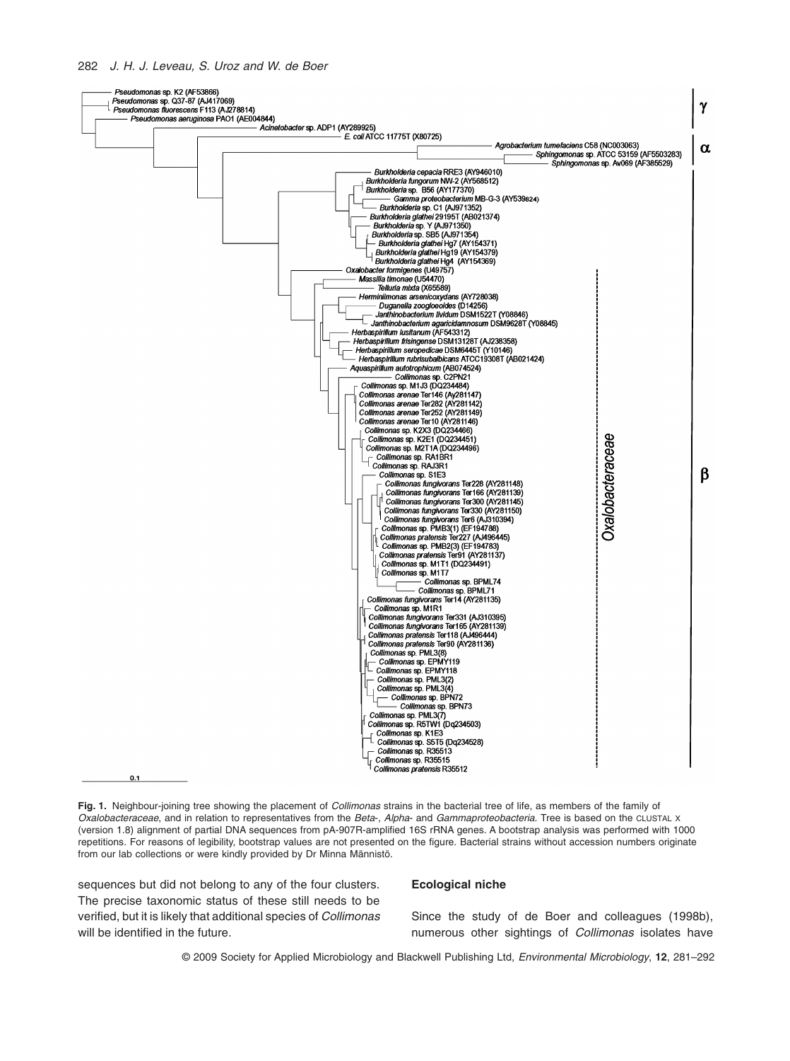Pseudomonas sp. K2 (AF53866)
Pseudomonas sp. Q37-87 (AJ417069)
Pseudomonas fluorescens F113 (AJ278814)
Pseudomonas aeruginosa PAO1 (AE004844)
Acinetobacter sp. ADP1 (AY289925)
E. coli ATCC 11775T (X80725)
Agrobacterium tumefaciens C58 (NC003063)
Sphingomonas sp. ATCC 53159 (AF5503283)
Sphingomonas sp. Av069 (AF385529)
Burkholderia cepacia RRE3 (AY946010)
Burkholderia fungorum NW-2 (AY568512)
Burkholderia sp. B56 (AY177370)
Gamma proteobacterium MB-G-3 (AY539824)
Burkholderia sp. C1 (AJ971352)
Burkholderia glathei 29195T (AB021374)
Burkholderia sp. Y (AJ971350)
Burkholderia sp. SB5 (AJ971354)
Burkholderia glathei Hg7 (AY154371)
Burkholderia glathei Hg19 (AY154379)
Burkholderia glathei Hg4 (AY154369)
Oxalobacter formigenes (U49757)
Massilia timonae (U54470)
Telluria mixta (X65589)
Herminiimonas arsenicoxydans (AY728038)
Duganella zoogloeoides (D14256)
Janthinobacterium lividum DSM1522T (Y08846)
Janthinobacterium agaricidamnosum DSM9628T (Y08845)
Herbaspirillum lusitanum (AF543312)
Herbaspirillum frisingense DSM13128T (AJ238358)
Herbaspirillum seropedicae DSM6445T (Y10146)
Herbaspirillum rubrisubalbicans ATCC19308T (AB021424)
Aquaspirillum autotrophicum (AB074524)
Collimonas sp. C2PN21
Collimonas sp. M1J3 (DQ234484)
Collimonas arenae Ter146 (Ay281147)
Collimonas arenae Ter282 (AY281142)
Collimonas arenae Ter252 (AY281149)
Collimonas arenae Ter10 (AY281146)
Collimonas sp. K2X3 (DQ234466)
Collimonas sp. K2E1 (DQ234451)
Collimonas sp. M2T1A (DQ234496)
Collimonas sp. RA1BR1
Collimonas sp. RAJ3R1
Collimonas sp. S1E3
Collimonas fungivorans Ter228 (AY281148)
Collimonas fungivorans Ter166 (AY281139)
Collimonas fungivorans Ter300 (AY281145)
Collimonas fungivorans Ter330 (AY281150)
Collimonas fungivorans Ter6 (AJ310394)
Collimonas sp. PMB3(1) (EF194788)
Collimonas pratensis Ter227 (AJ496445)
Collimonas sp. PMB2(3) (EF194783)
Collimonas pratensis Ter91 (AY281137)
Collimonas sp. M1T1 (DQ234491)
Collimonas sp. M1T7
Collimonas sp. BPML74
Collimonas sp. BPML71
Collimonas fungivorans Ter14 (AY281135)
Collimonas sp. M1R1
Collimonas fungivorans Ter331 (AJ310395)
Collimonas fungivorans Ter165 (AY281139)
Collimonas pratensis Ter118 (AJ496444)
Collimonas pratensis Ter90 (AY281136)
Collimonas sp. PML3(8)
Collimonas sp. EPMY119
Collimonas sp. EPMY118
Collimonas sp. PML3(2)
Collimonas sp. PML3(4)
Collimonas sp. BPN72
Collimonas sp. BPN73
Collimonas sp. PML3(7)
Collimonas sp. R5TW1 (Dq234503)
Collimonas sp. K1E3
Collimonas sp. S5T5 (Dq234528)
Collimonas sp. R35513
Collimonas sp. R35515
Collimonas pratensis R35512

γ α β Oxalobacteraceae

0.1

**Fig. 1.** Neighbour-joining tree showing the placement of *Collimonas* strains in the bacterial tree of life, as members of the family of *Oxalobacteraceae*, and in relation to representatives from the *Beta*-, *Alpha*- and *Gammaproteobacteria*. Tree is based on the CLUSTAL X (version 1.8) alignment of partial DNA sequences from pA-907R-amplified 16S rRNA genes. A bootstrap analysis was performed with 1000 repetitions. For reasons of legibility, bootstrap values are not presented on the figure. Bacterial strains without accession numbers originate from our lab collections or were kindly provided by Dr Minna Männistö.

sequences but did not belong to any of the four clusters. The precise taxonomic status of these still needs to be verified, but it is likely that additional species of *Collimonas* will be identified in the future.

## Ecological niche

Since the study of de Boer and colleagues (1998b), numerous other sightings of *Collimonas* isolates have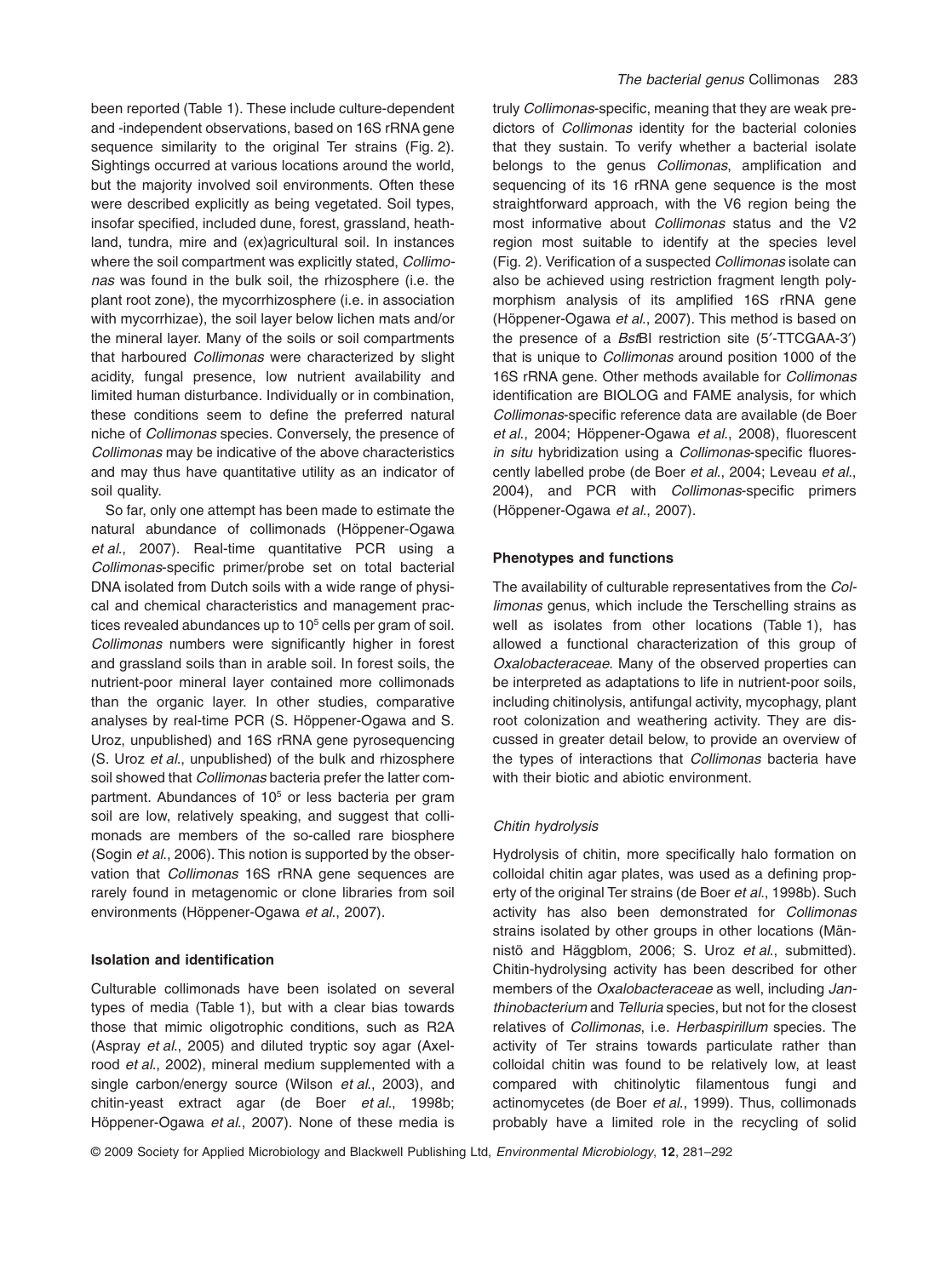been reported (Table 1). These include culture-dependent and -independent observations, based on 16S rRNA gene sequence similarity to the original Ter strains (Fig. 2). Sightings occurred at various locations around the world, but the majority involved soil environments. Often these were described explicitly as being vegetated. Soil types, insofar specified, included dune, forest, grassland, heathland, tundra, mire and (ex)agricultural soil. In instances where the soil compartment was explicitly stated, *Collimonas* was found in the bulk soil, the rhizosphere (i.e. the plant root zone), the mycorrhizosphere (i.e. in association with mycorrhizae), the soil layer below lichen mats and/or the mineral layer. Many of the soils or soil compartments that harboured *Collimonas* were characterized by slight acidity, fungal presence, low nutrient availability and limited human disturbance. Individually or in combination, these conditions seem to define the preferred natural niche of *Collimonas* species. Conversely, the presence of *Collimonas* may be indicative of the above characteristics and may thus have quantitative utility as an indicator of soil quality.

So far, only one attempt has been made to estimate the natural abundance of collimonads (Höppener-Ogawa *et al*., 2007). Real-time quantitative PCR using a *Collimonas*-specific primer/probe set on total bacterial DNA isolated from Dutch soils with a wide range of physical and chemical characteristics and management practices revealed abundances up to $10^5$ cells per gram of soil. *Collimonas* numbers were significantly higher in forest and grassland soils than in arable soil. In forest soils, the nutrient-poor mineral layer contained more collimonads than the organic layer. In other studies, comparative analyses by real-time PCR (S. Höppener-Ogawa and S. Uroz, unpublished) and 16S rRNA gene pyrosequencing (S. Uroz *et al*., unpublished) of the bulk and rhizosphere soil showed that *Collimonas* bacteria prefer the latter compartment. Abundances of $10^5$ or less bacteria per gram soil are low, relatively speaking, and suggest that collimonads are members of the so-called rare biosphere (Sogin *et al*., 2006). This notion is supported by the observation that *Collimonas* 16S rRNA gene sequences are rarely found in metagenomic or clone libraries from soil environments (Höppener-Ogawa *et al*., 2007).

## Isolation and identification

Culturable collimonads have been isolated on several types of media (Table 1), but with a clear bias towards those that mimic oligotrophic conditions, such as R2A (Aspray *et al*., 2005) and diluted tryptic soy agar (Axelrood *et al*., 2002), mineral medium supplemented with a single carbon/energy source (Wilson *et al*., 2003), and chitin-yeast extract agar (de Boer *et al*., 1998b; Höppener-Ogawa *et al*., 2007). None of these media is truly *Collimonas*-specific, meaning that they are weak predictors of *Collimonas* identity for the bacterial colonies that they sustain. To verify whether a bacterial isolate belongs to the genus *Collimonas*, amplification and sequencing of its 16 rRNA gene sequence is the most straightforward approach, with the V6 region being the most informative about *Collimonas* status and the V2 region most suitable to identify at the species level (Fig. 2). Verification of a suspected *Collimonas* isolate can also be achieved using restriction fragment length polymorphism analysis of its amplified 16S rRNA gene (Höppener-Ogawa *et al*., 2007). This method is based on the presence of a *Bst*BI restriction site (5′-TTCGAA-3′) that is unique to *Collimonas* around position 1000 of the 16S rRNA gene. Other methods available for *Collimonas* identification are BIOLOG and FAME analysis, for which *Collimonas*-specific reference data are available (de Boer *et al*., 2004; Höppener-Ogawa *et al*., 2008), fluorescent *in situ* hybridization using a *Collimonas*-specific fluorescently labelled probe (de Boer *et al*., 2004; Leveau *et al*., 2004), and PCR with *Collimonas*-specific primers (Höppener-Ogawa *et al*., 2007).

## Phenotypes and functions

The availability of culturable representatives from the *Collimonas* genus, which include the Terschelling strains as well as isolates from other locations (Table 1), has allowed a functional characterization of this group of *Oxalobacteraceae*. Many of the observed properties can be interpreted as adaptations to life in nutrient-poor soils, including chitinolysis, antifungal activity, mycophagy, plant root colonization and weathering activity. They are discussed in greater detail below, to provide an overview of the types of interactions that *Collimonas* bacteria have with their biotic and abiotic environment.

### *Chitin hydrolysis*

Hydrolysis of chitin, more specifically halo formation on colloidal chitin agar plates, was used as a defining property of the original Ter strains (de Boer *et al*., 1998b). Such activity has also been demonstrated for *Collimonas* strains isolated by other groups in other locations (Männistö and Häggblom, 2006; S. Uroz *et al*., submitted). Chitin-hydrolysing activity has been described for other members of the *Oxalobacteraceae* as well, including *Janthinobacterium* and *Telluria* species, but not for the closest relatives of *Collimonas*, i.e. *Herbaspirillum* species. The activity of Ter strains towards particulate rather than colloidal chitin was found to be relatively low, at least compared with chitinolytic filamentous fungi and actinomycetes (de Boer *et al*., 1999). Thus, collimonads probably have a limited role in the recycling of solid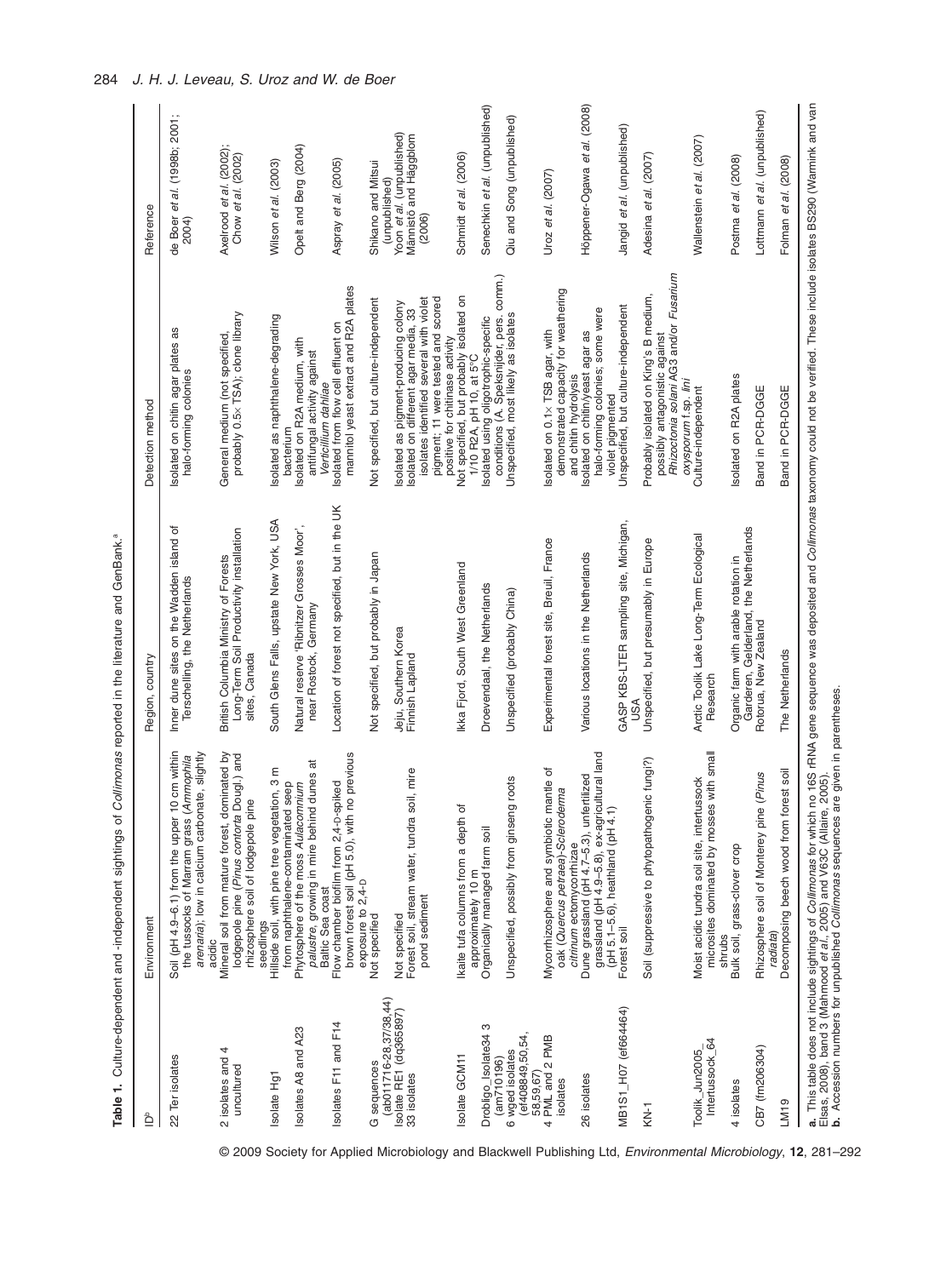**Table 1.** Culture-dependent and -independent sightings of *Collimonas* reported in the literature and GenBank.[a]

| ID[b] | Environment | Region, country | Detection method | Reference |
|---|---|---|---|---|
| 22 Ter isolates | Soil (pH 4.9–6.1) from the upper 10 cm within the tussocks of Marram grass (*Ammophila arenaria*); low in calcium carbonate, slightly acidic | Inner dune sites on the Wadden island of Terschelling, the Netherlands | Isolated on chitin agar plates as halo-forming colonies | de Boer *et al.* (1998b; 2001; 2004) |
| 2 isolates and 4 uncultured | Mineral soil from mature forest, dominated by lodgepole pine (*Pinus contorta* Dougl.) and rhizosphere soil of lodgepole pine seedlings | British Columbia Ministry of Forests Long-Term Soil Productivity installation sites, Canada | General medium (not specified, probably 0.5× TSA); clone library | Axelrood *et al.* (2002); Chow *et al.* (2002) |
| Isolate Hg1 | Hillside soil, with pine tree vegetation, 3 m from naphthalene-contaminated seep | South Glens Falls, upstate New York, USA | Isolated as naphthalene-degrading bacterium | Wilson *et al.* (2003) |
| Isolates A8 and A23 | Phytosphere of the moss *Aulacomnium palustre*, growing in mire behind dunes at Baltic Sea coast | Natural reserve 'Ribnitzer Grosses Moor', near Rostock, Germany | Isolated on R2A medium, with antifungal activity against *Verticillium dahliae* | Opelt and Berg (2004) |
| Isolates F11 and F14 | Flow chamber biofilm from 2,4-D-spiked brown forest soil (pH 5.0), with no previous exposure to 2,4-D | Location of forest not specified, but in the UK | Isolated from flow cell effluent on mannitol yeast extract and R2A plates | Aspray *et al.* (2005) |
| G sequences (ab011716-28,37/38,44) | Not specified | Not specified, but probably in Japan | Not specified, but culture-independent | Shikano and Mitsui (unpublished) |
| Isolate RE1 (dq365897) | Not specified | Jeju, Southern Korea | Isolated as pigment-producing colony | Yoon *et al.* (unpublished) |
| 33 isolates | Forest soil, stream water, tundra soil, mire pond sediment | Finnish Lapland | Isolated on different agar media, 33 isolates identified several with violet pigment; 11 were tested and scored positive for chitinase activity | Männistö and Häggblom (2006) |
| Isolate GCM11 | Ikaite tufa columns from a depth of approximately 10 m | Ikka Fjord, South West Greenland | Not specified, but probably isolated on 1/10 R2A, pH 10, at 5°C | Schmidt *et al.* (2006) |
| Drobligo_Isolate34_3 (am710196) | Organically managed farm soil | Droevendaal, the Netherlands | Isolated using oligotrophic-specific conditions (A. Speksnijder, pers. comm.) | Senechkin *et al.* (unpublished) |
| 6 wged isolates (ef408849,50,54, 58,59,67) | Unspecified, possibly from ginseng roots | Unspecified (probably China) | Unspecified, most likely as isolates | Qiu and Song (unpublished) |
| 4 PML and 2 PMB isolates | Mycorrhizosphere and symbiotic mantle of oak (*Quercus petraea*)-*Scleroderma citrinum* ectomycorrhizae | Experimental forest site, Breuil, France | Isolated on 0.1× TSB agar, with demonstrated capacity for weathering and chitin hydrolysis | Uroz *et al.* (2007) |
| 26 isolates | Dune grassland (pH 4.7–5.3), unfertilized grassland (pH 4.9–5.8), ex-agricultural land (pH 5.1–5.6), heathland (pH 4.1) | Various locations in the Netherlands | Isolated on chitin/yeast agar as halo-forming colonies; some were violet pigmented | Höppener-Ogawa *et al.* (2008) |
| MB1S1_H07 (ef664464) | Forest soil | GASP KBS-LTER sampling site, Michigan, USA | Unspecified, but culture-independent | Jangid *et al.* (unpublished) |
| KN-1 | Soil (suppressive to phytopathogenic fungi?) | Unspecified, but presumably in Europe | Probably isolated on King's B medium, possibly antagonistic against *Rhizoctonia solani* AG3 and/or *Fusarium oxysporum* f.sp. *lini* | Adesina *et al.* (2007) |
| Toolik_Jun2005_Intertussock_64 | Moist acidic tundra soil site, intertussock microsites dominated by mosses with small shrubs | Arctic Toolik Lake Long-Term Ecological Research | Culture-independent | Wallenstein *et al.* (2007) |
| 4 isolates | Bulk soil, grass-clover crop | Organic farm with arable rotation in Gelderland, the Netherlands | Isolated on R2A plates | Postma *et al.* (2008) |
| CB7 (fm206304) | Rhizosphere soil of Monterey pine (*Pinus radiata*) | Rotorua, New Zealand | Band in PCR-DGGE | Lottmann *et al.* (unpublished) |
| LM19 | Decomposing beech wood from forest soil | The Netherlands | Band in PCR-DGGE | Folman *et al.* (2008) |

**a.** This table does not include sightings of *Collimonas* for which no 16S rRNA gene sequence was deposited and *Collimonas* taxonomy could not be verified. These include isolates BS290 (Warmink and van Elsas, 2008), band 3 (Mahmood *et al.*, 2005) and V63C (Allaire, 2005).
**b.** Accession numbers for unpublished *Collimonas* sequences are given in parentheses.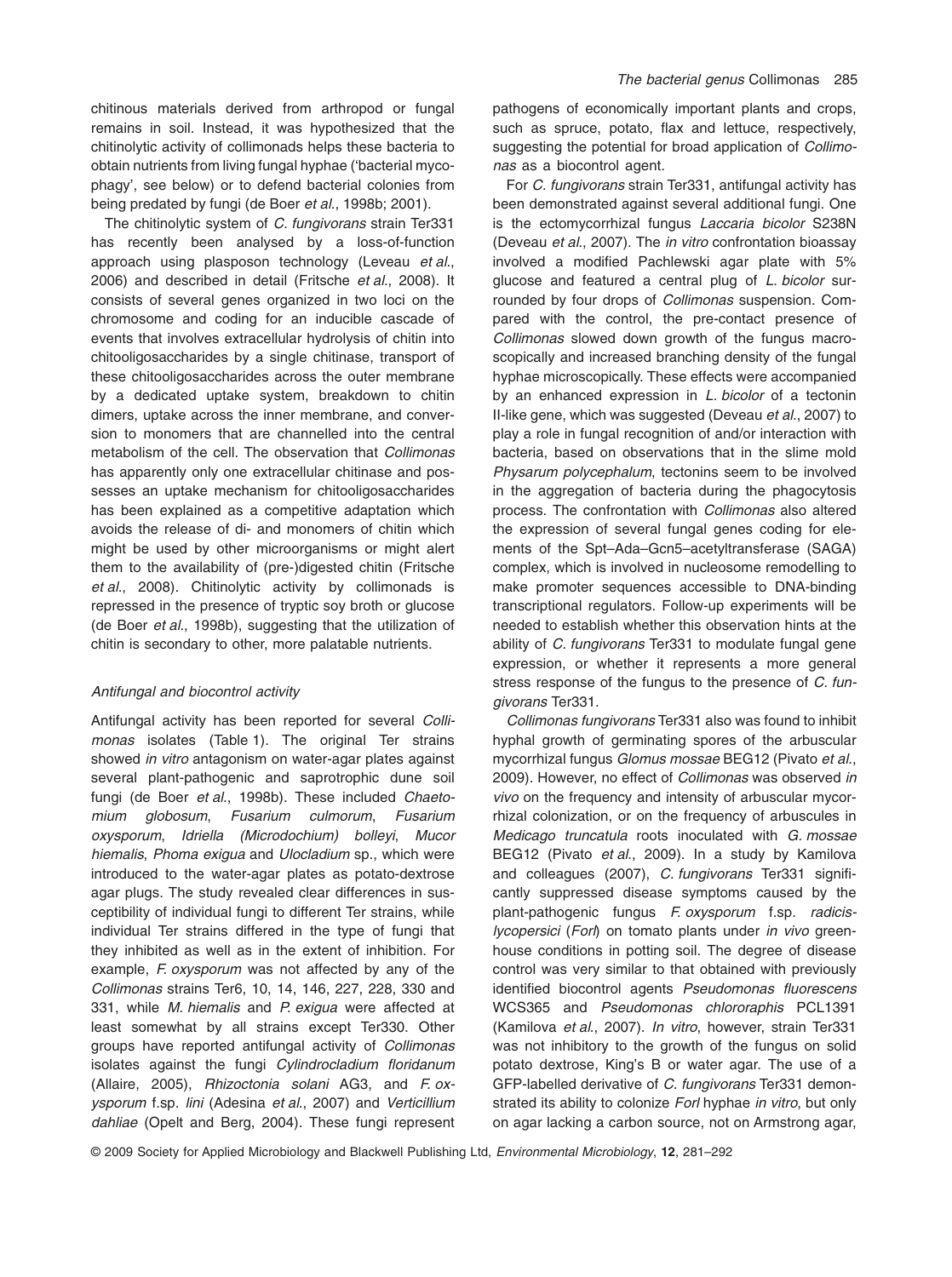chitinous materials derived from arthropod or fungal remains in soil. Instead, it was hypothesized that the chitinolytic activity of collimonads helps these bacteria to obtain nutrients from living fungal hyphae ('bacterial mycophagy', see below) or to defend bacterial colonies from being predated by fungi (de Boer *et al.*, 1998b; 2001).

The chitinolytic system of *C. fungivorans* strain Ter331 has recently been analysed by a loss-of-function approach using plasposon technology (Leveau *et al.*, 2006) and described in detail (Fritsche *et al.*, 2008). It consists of several genes organized in two loci on the chromosome and coding for an inducible cascade of events that involves extracellular hydrolysis of chitin into chitooligosaccharides by a single chitinase, transport of these chitooligosaccharides across the outer membrane by a dedicated uptake system, breakdown to chitin dimers, uptake across the inner membrane, and conversion to monomers that are channelled into the central metabolism of the cell. The observation that *Collimonas* has apparently only one extracellular chitinase and possesses an uptake mechanism for chitooligosaccharides has been explained as a competitive adaptation which avoids the release of di- and monomers of chitin which might be used by other microorganisms or might alert them to the availability of (pre-)digested chitin (Fritsche *et al.*, 2008). Chitinolytic activity by collimonads is repressed in the presence of tryptic soy broth or glucose (de Boer *et al.*, 1998b), suggesting that the utilization of chitin is secondary to other, more palatable nutrients.

### *Antifungal and biocontrol activity*

Antifungal activity has been reported for several *Collimonas* isolates (Table 1). The original Ter strains showed *in vitro* antagonism on water-agar plates against several plant-pathogenic and saprotrophic dune soil fungi (de Boer *et al.*, 1998b). These included *Chaetomium globosum, Fusarium culmorum, Fusarium oxysporum, Idriella (Microdochium) bolleyi, Mucor hiemalis, Phoma exigua* and *Ulocladium* sp., which were introduced to the water-agar plates as potato-dextrose agar plugs. The study revealed clear differences in susceptibility of individual fungi to different Ter strains, while individual Ter strains differed in the type of fungi that they inhibited as well as in the extent of inhibition. For example, *F. oxysporum* was not affected by any of the *Collimonas* strains Ter6, 10, 14, 146, 227, 228, 330 and 331, while *M. hiemalis* and *P. exigua* were affected at least somewhat by all strains except Ter330. Other groups have reported antifungal activity of *Collimonas* isolates against the fungi *Cylindrocladium floridanum* (Allaire, 2005), *Rhizoctonia solani* AG3, and *F. oxysporum* f.sp. *lini* (Adesina *et al.*, 2007) and *Verticillium dahliae* (Opelt and Berg, 2004). These fungi represent pathogens of economically important plants and crops, such as spruce, potato, flax and lettuce, respectively, suggesting the potential for broad application of *Collimonas* as a biocontrol agent.

For *C. fungivorans* strain Ter331, antifungal activity has been demonstrated against several additional fungi. One is the ectomycorrhizal fungus *Laccaria bicolor* S238N (Deveau *et al.*, 2007). The *in vitro* confrontation bioassay involved a modified Pachlewski agar plate with 5% glucose and featured a central plug of *L. bicolor* surrounded by four drops of *Collimonas* suspension. Compared with the control, the pre-contact presence of *Collimonas* slowed down growth of the fungus macroscopically and increased branching density of the fungal hyphae microscopically. These effects were accompanied by an enhanced expression in *L. bicolor* of a tectonin II-like gene, which was suggested (Deveau *et al.*, 2007) to play a role in fungal recognition of and/or interaction with bacteria, based on observations that in the slime mold *Physarum polycephalum*, tectonins seem to be involved in the aggregation of bacteria during the phagocytosis process. The confrontation with *Collimonas* also altered the expression of several fungal genes coding for elements of the Spt–Ada–Gcn5–acetyltransferase (SAGA) complex, which is involved in nucleosome remodelling to make promoter sequences accessible to DNA-binding transcriptional regulators. Follow-up experiments will be needed to establish whether this observation hints at the ability of *C. fungivorans* Ter331 to modulate fungal gene expression, or whether it represents a more general stress response of the fungus to the presence of *C. fungivorans* Ter331.

*Collimonas fungivorans* Ter331 also was found to inhibit hyphal growth of germinating spores of the arbuscular mycorrhizal fungus *Glomus mossae* BEG12 (Pivato *et al.*, 2009). However, no effect of *Collimonas* was observed *in vivo* on the frequency and intensity of arbuscular mycorrhizal colonization, or on the frequency of arbuscules in *Medicago truncatula* roots inoculated with *G. mossae* BEG12 (Pivato *et al.*, 2009). In a study by Kamilova and colleagues (2007), *C. fungivorans* Ter331 significantly suppressed disease symptoms caused by the plant-pathogenic fungus *F. oxysporum* f.sp. *radicis-lycopersici* (*Forl*) on tomato plants under *in vivo* greenhouse conditions in potting soil. The degree of disease control was very similar to that obtained with previously identified biocontrol agents *Pseudomonas fluorescens* WCS365 and *Pseudomonas chlororaphis* PCL1391 (Kamilova *et al.*, 2007). *In vitro*, however, strain Ter331 was not inhibitory to the growth of the fungus on solid potato dextrose, King's B or water agar. The use of a GFP-labelled derivative of *C. fungivorans* Ter331 demonstrated its ability to colonize *Forl* hyphae *in vitro*, but only on agar lacking a carbon source, not on Armstrong agar,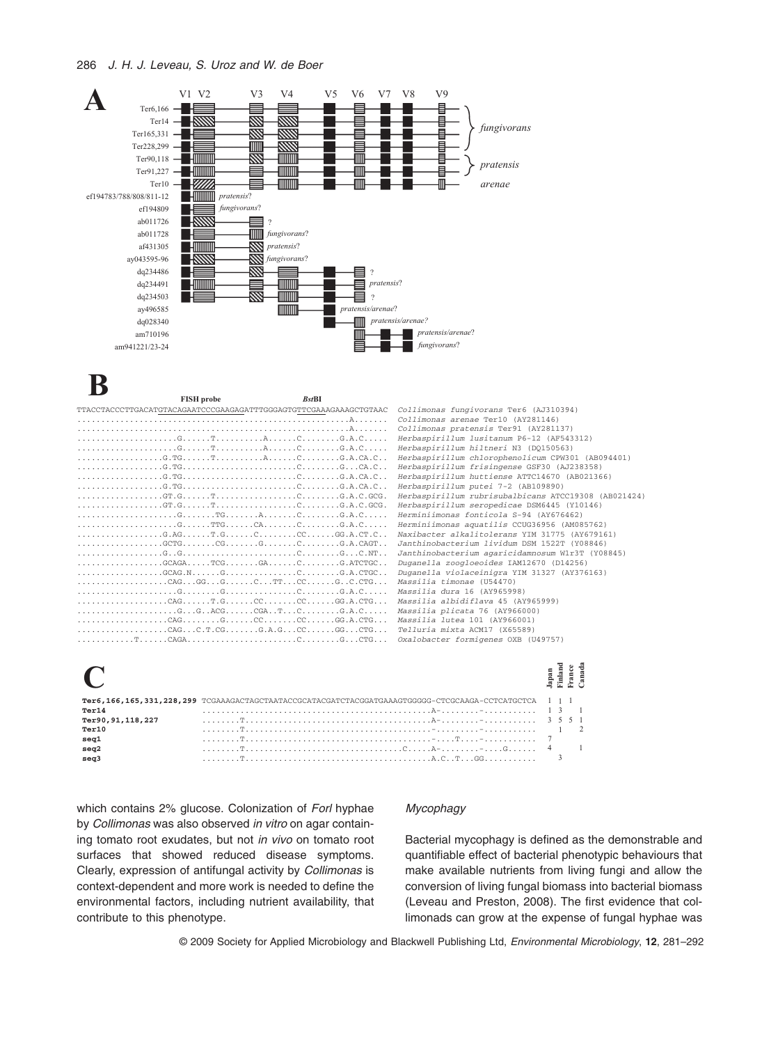**A**

| | V1 V2 | V3 | V4 | V5 | V6 | V7 | V8 | V9 | |
|---|---|---|---|---|---|---|---|---|---|
| Ter6,166 | | | | | | | | | *fungivorans* |
| Ter14 | | | | | | | | | |
| Ter165,331 | | | | | | | | | |
| Ter228,299 | | | | | | | | | |
| Ter90,118 | | | | | | | | | *pratensis* |
| Ter91,227 | | | | | | | | | |
| Ter10 | | | | | | | | | *arenae* |
| ef194783/788/808/811-12 | *pratensis*? | | | | | | | | |
| ef194809 | *fungivorans*? | | | | | | | | |
| ab011726 | | ? | | | | | | | |
| ab011728 | | *fungivorans*? | | | | | | | |
| af431305 | | *pratensis*? | | | | | | | |
| ay043595-96 | | *fungivorans*? | | | | | | | |
| dq234486 | | | | | ? | | | | |
| dq234491 | | | | | *pratensis*? | | | | |
| dq234503 | | | | | ? | | | | |
| ay496585 | | | | *pratensis/arenae*? | | | | | |
| dq028340 | | | | | *pratensis/arenae?* | | | | |
| am710196 | | | | | | | *pratensis/arenae*? | | |
| am941221/23-24 | | | | | | | *fungivorans*? | | |

**B**

```
                 FISH probe                  BstBI
TTACCTACCCTTGACATGTACAGAATCCCGAAGAGATTTGGGAGTGTTCGAAAGAAAGCTGTAAC  Collimonas fungivorans Ter6 (AJ310394)
..........................................................A.......  Collimonas arenae Ter10 (AY281146)
..........................................................A.......  Collimonas pratensis Ter91 (AY281137)
....................G......T..........A.......C........G.A.C.....  Herbaspirillum lusitanum P6-12 (AF543312)
....................G......T..........A.......C........G.A.C.....  Herbaspirillum hiltneri N3 (DQ150563)
.................G.TG......T..........A.......C........G.A.CA.C..  Herbaspirillum chlorophenolicum CPW301 (AB094401)
.................G.TG.........................C........G...CA.C..  Herbaspirillum frisingense GSF30 (AJ238358)
.................G.TG.........................C........G.A.CA.C..  Herbaspirillum huttiense ATTC14670 (AB021366)
.................G.TG.........................C........G.A.CA.C..  Herbaspirillum putei 7-2 (AB109890)
.................GT.G......T..................C........G.A.C.GCG.  Herbaspirillum rubrisubalbicans ATCC19308 (AB021424)
.................GT.G......T..................C........G.A.C.GCG.  Herbaspirillum seropedicae DSM6445 (Y10146)
....................G.......TG.......A........C........G.A.C.....  Herminiimonas fonticola S-94 (AY676462)
....................G......TTG......CA........C........G.A.C.....  Herminiimonas aquatilis CCUG36956 (AM085762)
.................G.AG......T.G......C.........CC.......GG.A.CT.C..  Naxibacter alkalitolerans YIM 31775 (AY679161)
.................GCTG.......CG.......G........C........G.A.CAGT..  Janthinobacterium lividum DSM 1522T (Y08846)
.................G..G.........................C........G...C.NT..  Janthinobacterium agaricidamnosum W1r3T (Y08845)
.................GCAGA.....TCG.......GA.......C........G.ATCTGC..  Duganella zoogloeoides IAM12670 (D14256)
.................GCAG.N......G................C........G.A.CTGC..  Duganella violaceinigra YIM 31327 (AY376163)
..................CAG...GG...G......C...TT....CC.......G..C.CTG...  Massilia timonae (U54470)
....................G..........G..............C........G.A.C.....  Massilia dura 16 (AY965998)
..................CAG......T.G......CC........CC.......GG.A.CTG...  Massilia albidiflava 45 (AY965999)
....................G...G..ACG......CGA..T....C........G.A.C.....  Massilia plicata 76 (AY966000)
..................CAG........G......CC........CC.......GG.A.CTG...  Massilia lutea 101 (AY966001)
..................CAG...C.T.CG.......G.A.G....CC.......GG...CTG...  Telluria mixta ACM17 (X65589)
............T......CAGA.......................C........G...CTG...  Oxalobacter formigenes OXB (U49757)
```

**C**

```
                                                                                                  Japan Finland France Canada
Ter6,166,165,331,228,299 TCGAAAGACTAGCTAATACCGCATACGATCTACGGATGAAAGTGGGGG-CTCGCAAGA-CCTCATGCTCA  1  1  1
Ter14                    ...........................................A-........-..........  1  3     1
Ter90,91,118,227         ........T..................................A-........-..........  3  5  5  1
Ter10                    ........T...................................-........-..........     1     2
seq1                     ........T...................................-.....T....-..........  7
seq2                     ........T...............................C.....A-........-....G......  4        1
seq3                     ........T.....................................A.C..T...GG...........     3
```

which contains 2% glucose. Colonization of *ForI* hyphae by *Collimonas* was also observed *in vitro* on agar containing tomato root exudates, but not *in vivo* on tomato root surfaces that showed reduced disease symptoms. Clearly, expression of antifungal activity by *Collimonas* is context-dependent and more work is needed to define the environmental factors, including nutrient availability, that contribute to this phenotype.

### *Mycophagy*

Bacterial mycophagy is defined as the demonstrable and quantifiable effect of bacterial phenotypic behaviours that make available nutrients from living fungi and allow the conversion of living fungal biomass into bacterial biomass (Leveau and Preston, 2008). The first evidence that collimonads can grow at the expense of fungal hyphae was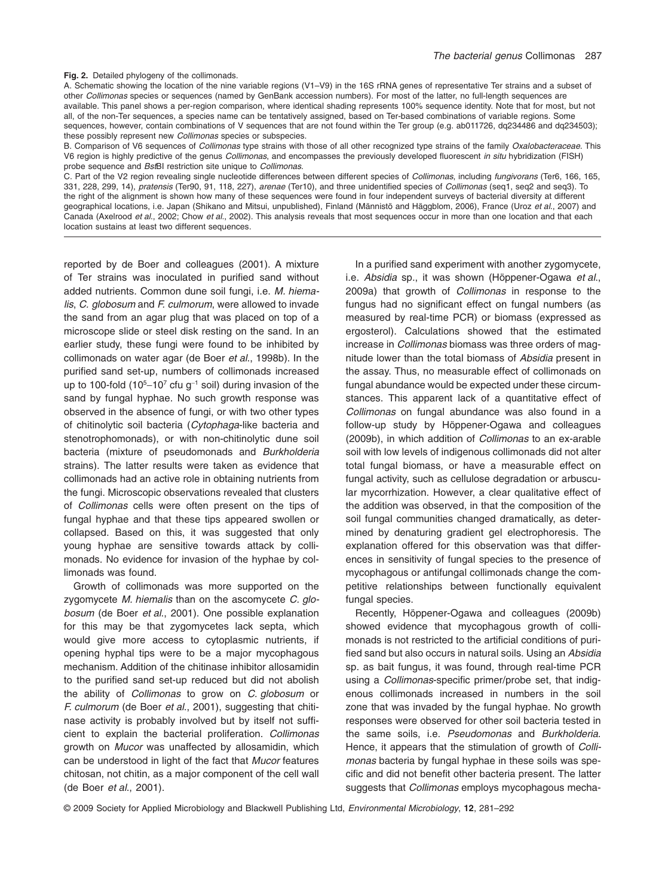**Fig. 2.** Detailed phylogeny of the collimonads.

A. Schematic showing the location of the nine variable regions (V1–V9) in the 16S rRNA genes of representative Ter strains and a subset of other *Collimonas* species or sequences (named by GenBank accession numbers). For most of the latter, no full-length sequences are available. This panel shows a per-region comparison, where identical shading represents 100% sequence identity. Note that for most, but not all, of the non-Ter sequences, a species name can be tentatively assigned, based on Ter-based combinations of variable regions. Some sequences, however, contain combinations of V sequences that are not found within the Ter group (e.g. ab011726, dq234486 and dq234503); these possibly represent new *Collimonas* species or subspecies.

B. Comparison of V6 sequences of *Collimonas* type strains with those of all other recognized type strains of the family *Oxalobacteraceae*. This V6 region is highly predictive of the genus *Collimonas*, and encompasses the previously developed fluorescent *in situ* hybridization (FISH) probe sequence and *Bsf*BI restriction site unique to *Collimonas*.

C. Part of the V2 region revealing single nucleotide differences between different species of *Collimonas*, including *fungivorans* (Ter6, 166, 165, 331, 228, 299, 14), *pratensis* (Ter90, 91, 118, 227), *arenae* (Ter10), and three unidentified species of *Collimonas* (seq1, seq2 and seq3). To the right of the alignment is shown how many of these sequences were found in four independent surveys of bacterial diversity at different geographical locations, i.e. Japan (Shikano and Mitsui, unpublished), Finland (Männistö and Häggblom, 2006), France (Uroz *et al.*, 2007) and Canada (Axelrood *et al.*, 2002; Chow *et al.*, 2002). This analysis reveals that most sequences occur in more than one location and that each location sustains at least two different sequences.

reported by de Boer and colleagues (2001). A mixture of Ter strains was inoculated in purified sand without added nutrients. Common dune soil fungi, i.e. *M. hiemalis*, *C. globosum* and *F. culmorum*, were allowed to invade the sand from an agar plug that was placed on top of a microscope slide or steel disk resting on the sand. In an earlier study, these fungi were found to be inhibited by collimonads on water agar (de Boer *et al.*, 1998b). In the purified sand set-up, numbers of collimonads increased up to 100-fold ($10^5$–$10^7$ cfu g$^{-1}$ soil) during invasion of the sand by fungal hyphae. No such growth response was observed in the absence of fungi, or with two other types of chitinolytic soil bacteria (*Cytophaga*-like bacteria and stenotrophomonads), or with non-chitinolytic dune soil bacteria (mixture of pseudomonads and *Burkholderia* strains). The latter results were taken as evidence that collimonads had an active role in obtaining nutrients from the fungi. Microscopic observations revealed that clusters of *Collimonas* cells were often present on the tips of fungal hyphae and that these tips appeared swollen or collapsed. Based on this, it was suggested that only young hyphae are sensitive towards attack by collimonads. No evidence for invasion of the hyphae by collimonads was found.

Growth of collimonads was more supported on the zygomycete *M. hiemalis* than on the ascomycete *C. globosum* (de Boer *et al.*, 2001). One possible explanation for this may be that zygomycetes lack septa, which would give more access to cytoplasmic nutrients, if opening hyphal tips were to be a major mycophagous mechanism. Addition of the chitinase inhibitor allosamidin to the purified sand set-up reduced but did not abolish the ability of *Collimonas* to grow on *C. globosum* or *F. culmorum* (de Boer *et al.*, 2001), suggesting that chitinase activity is probably involved but by itself not sufficient to explain the bacterial proliferation. *Collimonas* growth on *Mucor* was unaffected by allosamidin, which can be understood in light of the fact that *Mucor* features chitosan, not chitin, as a major component of the cell wall (de Boer *et al.*, 2001).

In a purified sand experiment with another zygomycete, i.e. *Absidia* sp., it was shown (Höppener-Ogawa *et al.*, 2009a) that growth of *Collimonas* in response to the fungus had no significant effect on fungal numbers (as measured by real-time PCR) or biomass (expressed as ergosterol). Calculations showed that the estimated increase in *Collimonas* biomass was three orders of magnitude lower than the total biomass of *Absidia* present in the assay. Thus, no measurable effect of collimonads on fungal abundance would be expected under these circumstances. This apparent lack of a quantitative effect of *Collimonas* on fungal abundance was also found in a follow-up study by Höppener-Ogawa and colleagues (2009b), in which addition of *Collimonas* to an ex-arable soil with low levels of indigenous collimonads did not alter total fungal biomass, or have a measurable effect on fungal activity, such as cellulose degradation or arbuscular mycorrhization. However, a clear qualitative effect of the addition was observed, in that the composition of the soil fungal communities changed dramatically, as determined by denaturing gradient gel electrophoresis. The explanation offered for this observation was that differences in sensitivity of fungal species to the presence of mycophagous or antifungal collimonads change the competitive relationships between functionally equivalent fungal species.

Recently, Höppener-Ogawa and colleagues (2009b) showed evidence that mycophagous growth of collimonads is not restricted to the artificial conditions of purified sand but also occurs in natural soils. Using an *Absidia* sp. as bait fungus, it was found, through real-time PCR using a *Collimonas*-specific primer/probe set, that indigenous collimonads increased in numbers in the soil zone that was invaded by the fungal hyphae. No growth responses were observed for other soil bacteria tested in the same soils, i.e. *Pseudomonas* and *Burkholderia*. Hence, it appears that the stimulation of growth of *Collimonas* bacteria by fungal hyphae in these soils was specific and did not benefit other bacteria present. The latter suggests that *Collimonas* employs mycophagous mecha-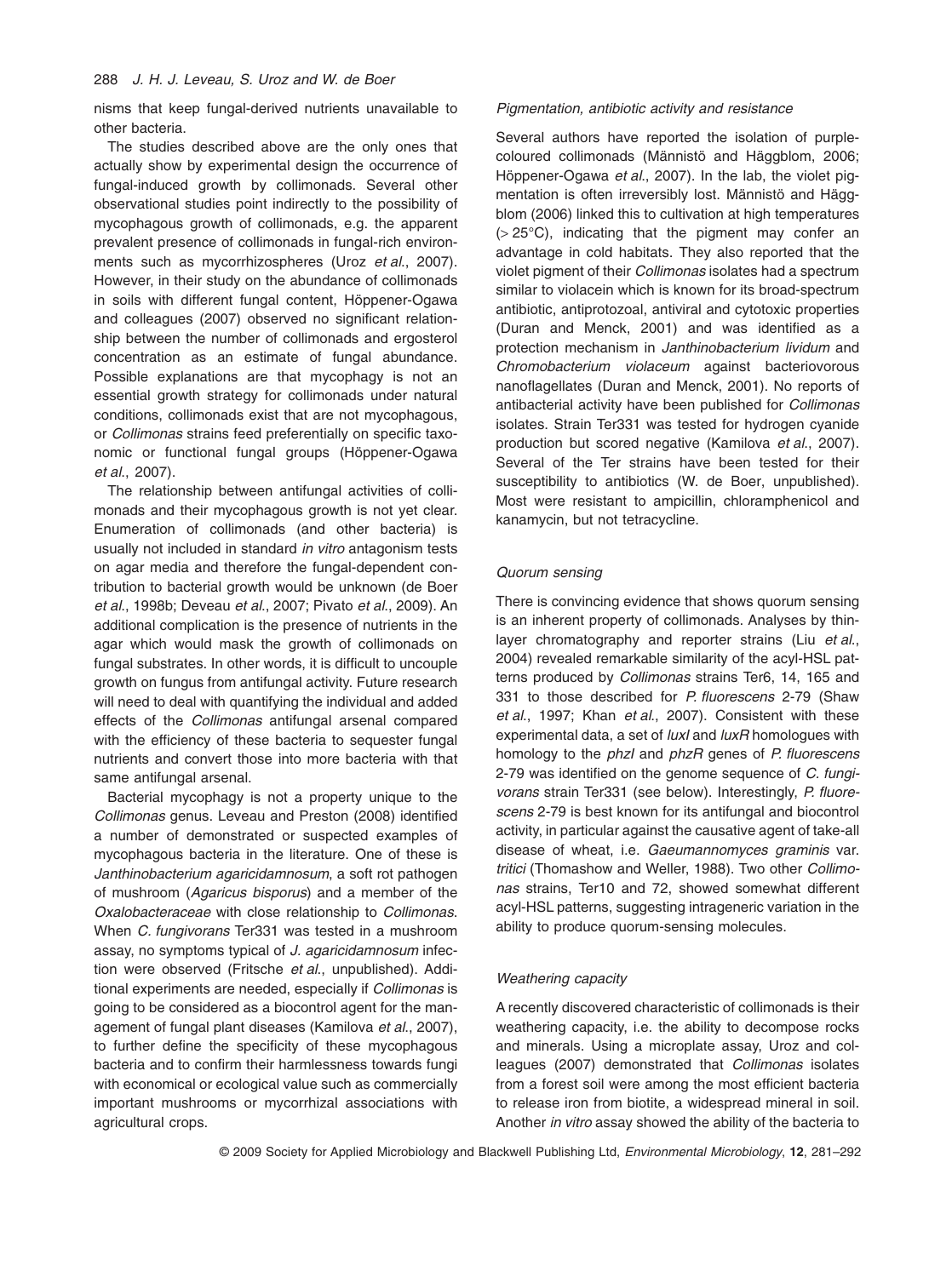nisms that keep fungal-derived nutrients unavailable to other bacteria.

The studies described above are the only ones that actually show by experimental design the occurrence of fungal-induced growth by collimonads. Several other observational studies point indirectly to the possibility of mycophagous growth of collimonads, e.g. the apparent prevalent presence of collimonads in fungal-rich environments such as mycorrhizospheres (Uroz *et al.*, 2007). However, in their study on the abundance of collimonads in soils with different fungal content, Höppener-Ogawa and colleagues (2007) observed no significant relationship between the number of collimonads and ergosterol concentration as an estimate of fungal abundance. Possible explanations are that mycophagy is not an essential growth strategy for collimonads under natural conditions, collimonads exist that are not mycophagous, or *Collimonas* strains feed preferentially on specific taxonomic or functional fungal groups (Höppener-Ogawa *et al.*, 2007).

The relationship between antifungal activities of collimonads and their mycophagous growth is not yet clear. Enumeration of collimonads (and other bacteria) is usually not included in standard *in vitro* antagonism tests on agar media and therefore the fungal-dependent contribution to bacterial growth would be unknown (de Boer *et al.*, 1998b; Deveau *et al.*, 2007; Pivato *et al.*, 2009). An additional complication is the presence of nutrients in the agar which would mask the growth of collimonads on fungal substrates. In other words, it is difficult to uncouple growth on fungus from antifungal activity. Future research will need to deal with quantifying the individual and added effects of the *Collimonas* antifungal arsenal compared with the efficiency of these bacteria to sequester fungal nutrients and convert those into more bacteria with that same antifungal arsenal.

Bacterial mycophagy is not a property unique to the *Collimonas* genus. Leveau and Preston (2008) identified a number of demonstrated or suspected examples of mycophagous bacteria in the literature. One of these is *Janthinobacterium agaricidamnosum*, a soft rot pathogen of mushroom (*Agaricus bisporus*) and a member of the *Oxalobacteraceae* with close relationship to *Collimonas*. When *C. fungivorans* Ter331 was tested in a mushroom assay, no symptoms typical of *J. agaricidamnosum* infection were observed (Fritsche *et al.*, unpublished). Additional experiments are needed, especially if *Collimonas* is going to be considered as a biocontrol agent for the management of fungal plant diseases (Kamilova *et al.*, 2007), to further define the specificity of these mycophagous bacteria and to confirm their harmlessness towards fungi with economical or ecological value such as commercially important mushrooms or mycorrhizal associations with agricultural crops.

### *Pigmentation, antibiotic activity and resistance*

Several authors have reported the isolation of purple-coloured collimonads (Männistö and Häggblom, 2006; Höppener-Ogawa *et al.*, 2007). In the lab, the violet pigmentation is often irreversibly lost. Männistö and Häggblom (2006) linked this to cultivation at high temperatures (> 25°C), indicating that the pigment may confer an advantage in cold habitats. They also reported that the violet pigment of their *Collimonas* isolates had a spectrum similar to violacein which is known for its broad-spectrum antibiotic, antiprotozoal, antiviral and cytotoxic properties (Duran and Menck, 2001) and was identified as a protection mechanism in *Janthinobacterium lividum* and *Chromobacterium violaceum* against bacteriovorous nanoflagellates (Duran and Menck, 2001). No reports of antibacterial activity have been published for *Collimonas* isolates. Strain Ter331 was tested for hydrogen cyanide production but scored negative (Kamilova *et al.*, 2007). Several of the Ter strains have been tested for their susceptibility to antibiotics (W. de Boer, unpublished). Most were resistant to ampicillin, chloramphenicol and kanamycin, but not tetracycline.

### *Quorum sensing*

There is convincing evidence that shows quorum sensing is an inherent property of collimonads. Analyses by thin-layer chromatography and reporter strains (Liu *et al.*, 2004) revealed remarkable similarity of the acyl-HSL patterns produced by *Collimonas* strains Ter6, 14, 165 and 331 to those described for *P. fluorescens* 2-79 (Shaw *et al.*, 1997; Khan *et al.*, 2007). Consistent with these experimental data, a set of *luxI* and *luxR* homologues with homology to the *phzI* and *phzR* genes of *P. fluorescens* 2-79 was identified on the genome sequence of *C. fungivorans* strain Ter331 (see below). Interestingly, *P. fluorescens* 2-79 is best known for its antifungal and biocontrol activity, in particular against the causative agent of take-all disease of wheat, i.e. *Gaeumannomyces graminis* var. *tritici* (Thomashow and Weller, 1988). Two other *Collimonas* strains, Ter10 and 72, showed somewhat different acyl-HSL patterns, suggesting intrageneric variation in the ability to produce quorum-sensing molecules.

### *Weathering capacity*

A recently discovered characteristic of collimonads is their weathering capacity, i.e. the ability to decompose rocks and minerals. Using a microplate assay, Uroz and colleagues (2007) demonstrated that *Collimonas* isolates from a forest soil were among the most efficient bacteria to release iron from biotite, a widespread mineral in soil. Another *in vitro* assay showed the ability of the bacteria to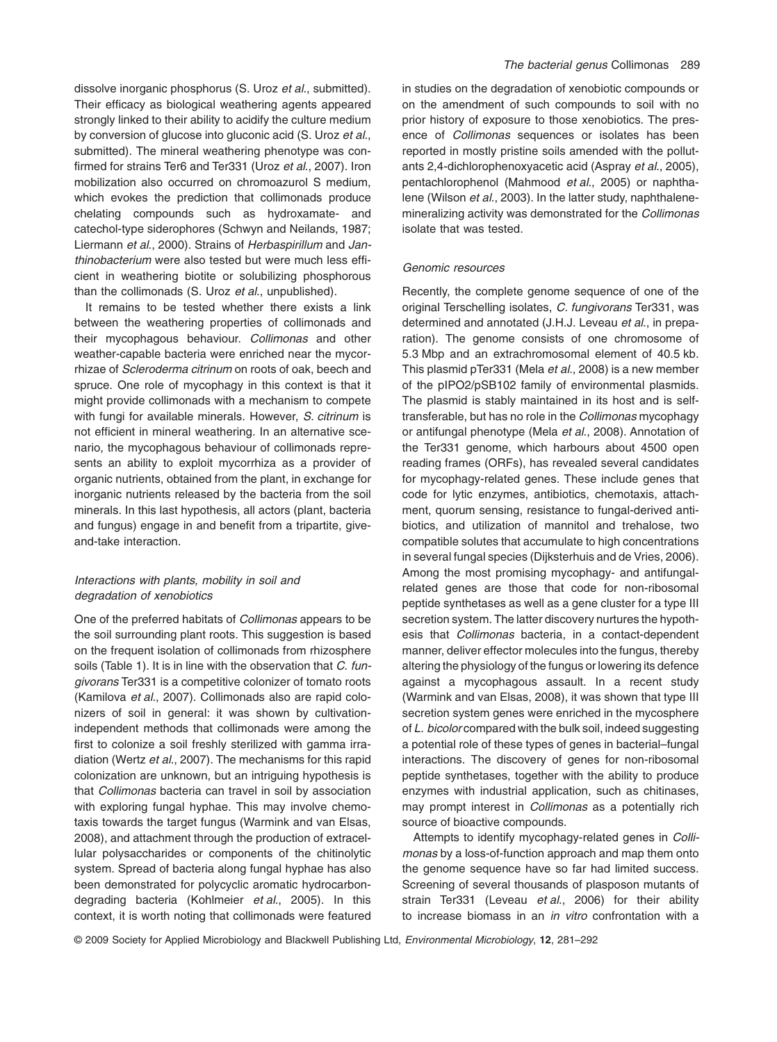dissolve inorganic phosphorus (S. Uroz *et al*., submitted). Their efficacy as biological weathering agents appeared strongly linked to their ability to acidify the culture medium by conversion of glucose into gluconic acid (S. Uroz *et al*., submitted). The mineral weathering phenotype was confirmed for strains Ter6 and Ter331 (Uroz *et al*., 2007). Iron mobilization also occurred on chromoazurol S medium, which evokes the prediction that collimonads produce chelating compounds such as hydroxamate- and catechol-type siderophores (Schwyn and Neilands, 1987; Liermann *et al*., 2000). Strains of *Herbaspirillum* and *Janthinobacterium* were also tested but were much less efficient in weathering biotite or solubilizing phosphorous than the collimonads (S. Uroz *et al*., unpublished).

It remains to be tested whether there exists a link between the weathering properties of collimonads and their mycophagous behaviour. *Collimonas* and other weather-capable bacteria were enriched near the mycorrhizae of *Scleroderma citrinum* on roots of oak, beech and spruce. One role of mycophagy in this context is that it might provide collimonads with a mechanism to compete with fungi for available minerals. However, *S. citrinum* is not efficient in mineral weathering. In an alternative scenario, the mycophagous behaviour of collimonads represents an ability to exploit mycorrhiza as a provider of organic nutrients, obtained from the plant, in exchange for inorganic nutrients released by the bacteria from the soil minerals. In this last hypothesis, all actors (plant, bacteria and fungus) engage in and benefit from a tripartite, give-and-take interaction.

### *Interactions with plants, mobility in soil and degradation of xenobiotics*

One of the preferred habitats of *Collimonas* appears to be the soil surrounding plant roots. This suggestion is based on the frequent isolation of collimonads from rhizosphere soils (Table 1). It is in line with the observation that *C. fungivorans* Ter331 is a competitive colonizer of tomato roots (Kamilova *et al*., 2007). Collimonads also are rapid colonizers of soil in general: it was shown by cultivation-independent methods that collimonads were among the first to colonize a soil freshly sterilized with gamma irradiation (Wertz *et al*., 2007). The mechanisms for this rapid colonization are unknown, but an intriguing hypothesis is that *Collimonas* bacteria can travel in soil by association with exploring fungal hyphae. This may involve chemotaxis towards the target fungus (Warmink and van Elsas, 2008), and attachment through the production of extracellular polysaccharides or components of the chitinolytic system. Spread of bacteria along fungal hyphae has also been demonstrated for polycyclic aromatic hydrocarbon-degrading bacteria (Kohlmeier *et al*., 2005). In this context, it is worth noting that collimonads were featured in studies on the degradation of xenobiotic compounds or on the amendment of such compounds to soil with no prior history of exposure to those xenobiotics. The presence of *Collimonas* sequences or isolates has been reported in mostly pristine soils amended with the pollutants 2,4-dichlorophenoxyacetic acid (Aspray *et al*., 2005), pentachlorophenol (Mahmood *et al*., 2005) or naphthalene (Wilson *et al*., 2003). In the latter study, naphthalene-mineralizing activity was demonstrated for the *Collimonas* isolate that was tested.

### *Genomic resources*

Recently, the complete genome sequence of one of the original Terschelling isolates, *C. fungivorans* Ter331, was determined and annotated (J.H.J. Leveau *et al*., in preparation). The genome consists of one chromosome of 5.3 Mbp and an extrachromosomal element of 40.5 kb. This plasmid pTer331 (Mela *et al*., 2008) is a new member of the pIPO2/pSB102 family of environmental plasmids. The plasmid is stably maintained in its host and is self-transferable, but has no role in the *Collimonas* mycophagy or antifungal phenotype (Mela *et al*., 2008). Annotation of the Ter331 genome, which harbours about 4500 open reading frames (ORFs), has revealed several candidates for mycophagy-related genes. These include genes that code for lytic enzymes, antibiotics, chemotaxis, attachment, quorum sensing, resistance to fungal-derived antibiotics, and utilization of mannitol and trehalose, two compatible solutes that accumulate to high concentrations in several fungal species (Dijksterhuis and de Vries, 2006). Among the most promising mycophagy- and antifungal-related genes are those that code for non-ribosomal peptide synthetases as well as a gene cluster for a type III secretion system. The latter discovery nurtures the hypothesis that *Collimonas* bacteria, in a contact-dependent manner, deliver effector molecules into the fungus, thereby altering the physiology of the fungus or lowering its defence against a mycophagous assault. In a recent study (Warmink and van Elsas, 2008), it was shown that type III secretion system genes were enriched in the mycosphere of *L. bicolor* compared with the bulk soil, indeed suggesting a potential role of these types of genes in bacterial–fungal interactions. The discovery of genes for non-ribosomal peptide synthetases, together with the ability to produce enzymes with industrial application, such as chitinases, may prompt interest in *Collimonas* as a potentially rich source of bioactive compounds.

Attempts to identify mycophagy-related genes in *Collimonas* by a loss-of-function approach and map them onto the genome sequence have so far had limited success. Screening of several thousands of plasposon mutants of strain Ter331 (Leveau *et al*., 2006) for their ability to increase biomass in an *in vitro* confrontation with a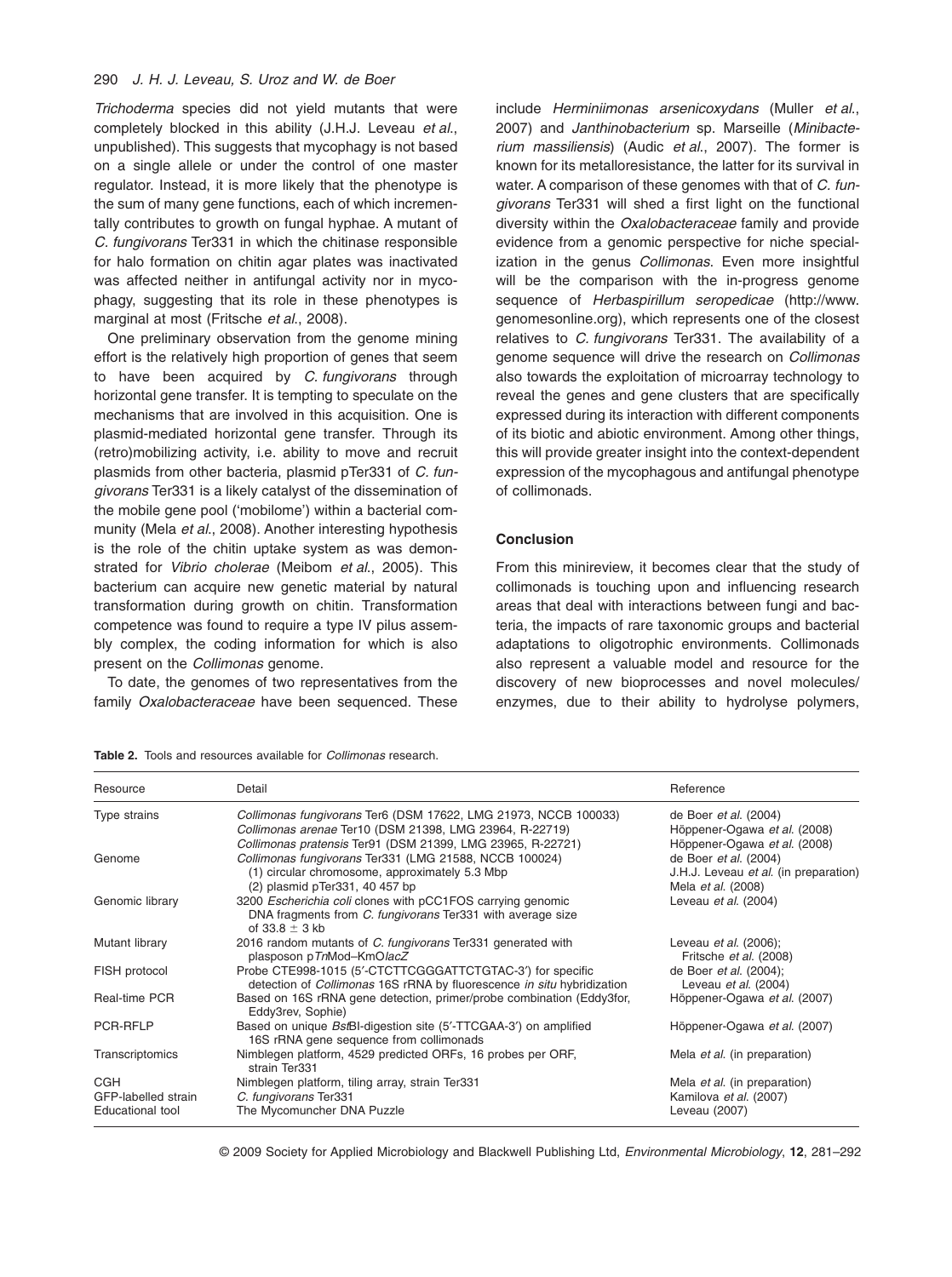*Trichoderma* species did not yield mutants that were completely blocked in this ability (J.H.J. Leveau *et al*., unpublished). This suggests that mycophagy is not based on a single allele or under the control of one master regulator. Instead, it is more likely that the phenotype is the sum of many gene functions, each of which incrementally contributes to growth on fungal hyphae. A mutant of *C. fungivorans* Ter331 in which the chitinase responsible for halo formation on chitin agar plates was inactivated was affected neither in antifungal activity nor in mycophagy, suggesting that its role in these phenotypes is marginal at most (Fritsche *et al*., 2008).

One preliminary observation from the genome mining effort is the relatively high proportion of genes that seem to have been acquired by *C. fungivorans* through horizontal gene transfer. It is tempting to speculate on the mechanisms that are involved in this acquisition. One is plasmid-mediated horizontal gene transfer. Through its (retro)mobilizing activity, i.e. ability to move and recruit plasmids from other bacteria, plasmid pTer331 of *C. fungivorans* Ter331 is a likely catalyst of the dissemination of the mobile gene pool ('mobilome') within a bacterial community (Mela *et al*., 2008). Another interesting hypothesis is the role of the chitin uptake system as was demonstrated for *Vibrio cholerae* (Meibom *et al*., 2005). This bacterium can acquire new genetic material by natural transformation during growth on chitin. Transformation competence was found to require a type IV pilus assembly complex, the coding information for which is also present on the *Collimonas* genome.

To date, the genomes of two representatives from the family *Oxalobacteraceae* have been sequenced. These include *Herminiimonas arsenicoxydans* (Muller *et al*., 2007) and *Janthinobacterium* sp. Marseille (*Minibacterium massiliensis*) (Audic *et al*., 2007). The former is known for its metalloresistance, the latter for its survival in water. A comparison of these genomes with that of *C. fungivorans* Ter331 will shed a first light on the functional diversity within the *Oxalobacteraceae* family and provide evidence from a genomic perspective for niche specialization in the genus *Collimonas*. Even more insightful will be the comparison with the in-progress genome sequence of *Herbaspirillum seropedicae* (http://www.genomesonline.org), which represents one of the closest relatives to *C. fungivorans* Ter331. The availability of a genome sequence will drive the research on *Collimonas* also towards the exploitation of microarray technology to reveal the genes and gene clusters that are specifically expressed during its interaction with different components of its biotic and abiotic environment. Among other things, this will provide greater insight into the context-dependent expression of the mycophagous and antifungal phenotype of collimonads.

## Conclusion

From this minireview, it becomes clear that the study of collimonads is touching upon and influencing research areas that deal with interactions between fungi and bacteria, the impacts of rare taxonomic groups and bacterial adaptations to oligotrophic environments. Collimonads also represent a valuable model and resource for the discovery of new bioprocesses and novel molecules/enzymes, due to their ability to hydrolyse polymers,

**Table 2.** Tools and resources available for *Collimonas* research.

| Resource | Detail | Reference |
|---|---|---|
| Type strains | *Collimonas fungivorans* Ter6 (DSM 17622, LMG 21973, NCCB 100033)<br>*Collimonas arenae* Ter10 (DSM 21398, LMG 23964, R-22719)<br>*Collimonas pratensis* Ter91 (DSM 21399, LMG 23965, R-22721) | de Boer *et al*. (2004)<br>Höppener-Ogawa *et al*. (2008)<br>Höppener-Ogawa *et al*. (2008) |
| Genome | *Collimonas fungivorans* Ter331 (LMG 21588, NCCB 100024)<br>(1) circular chromosome, approximately 5.3 Mbp<br>(2) plasmid pTer331, 40 457 bp | de Boer *et al*. (2004)<br>J.H.J. Leveau *et al*. (in preparation)<br>Mela *et al*. (2008) |
| Genomic library | 3200 *Escherichia coli* clones with pCC1FOS carrying genomic DNA fragments from *C. fungivorans* Ter331 with average size of 33.8 ± 3 kb | Leveau *et al*. (2004) |
| Mutant library | 2016 random mutants of *C. fungivorans* Ter331 generated with plasposon p*Tn*Mod–KmO*lacZ* | Leveau *et al*. (2006);<br>Fritsche *et al*. (2008) |
| FISH protocol | Probe CTE998-1015 (5′-CTCTTCGGGATTCTGTAC-3′) for specific detection of *Collimonas* 16S rRNA by fluorescence *in situ* hybridization | de Boer *et al*. (2004);<br>Leveau *et al*. (2004) |
| Real-time PCR | Based on 16S rRNA gene detection, primer/probe combination (Eddy3for, Eddy3rev, Sophie) | Höppener-Ogawa *et al*. (2007) |
| PCR-RFLP | Based on unique *Bst*BI-digestion site (5′-TTCGAA-3′) on amplified 16S rRNA gene sequence from collimonads | Höppener-Ogawa *et al*. (2007) |
| Transcriptomics | Nimblegen platform, 4529 predicted ORFs, 16 probes per ORF, strain Ter331 | Mela *et al*. (in preparation) |
| CGH | Nimblegen platform, tiling array, strain Ter331 | Mela *et al*. (in preparation) |
| GFP-labelled strain | *C. fungivorans* Ter331 | Kamilova *et al*. (2007) |
| Educational tool | The Mycomuncher DNA Puzzle | Leveau (2007) |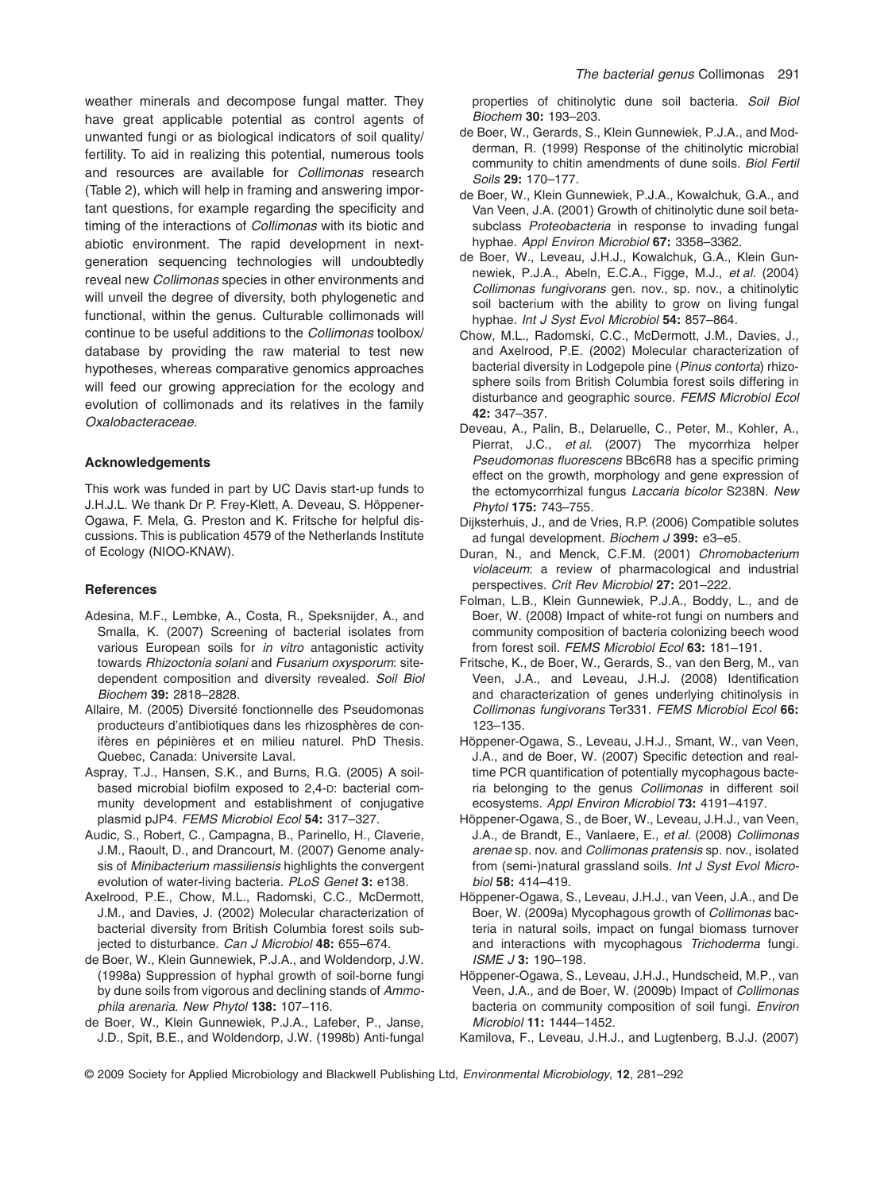weather minerals and decompose fungal matter. They have great applicable potential as control agents of unwanted fungi or as biological indicators of soil quality/fertility. To aid in realizing this potential, numerous tools and resources are available for *Collimonas* research (Table 2), which will help in framing and answering important questions, for example regarding the specificity and timing of the interactions of *Collimonas* with its biotic and abiotic environment. The rapid development in next-generation sequencing technologies will undoubtedly reveal new *Collimonas* species in other environments and will unveil the degree of diversity, both phylogenetic and functional, within the genus. Culturable collimonads will continue to be useful additions to the *Collimonas* toolbox/database by providing the raw material to test new hypotheses, whereas comparative genomics approaches will feed our growing appreciation for the ecology and evolution of collimonads and its relatives in the family *Oxalobacteraceae*.

### Acknowledgements

This work was funded in part by UC Davis start-up funds to J.H.J.L. We thank Dr P. Frey-Klett, A. Deveau, S. Höppener-Ogawa, F. Mela, G. Preston and K. Fritsche for helpful discussions. This is publication 4579 of the Netherlands Institute of Ecology (NIOO-KNAW).

### References

Adesina, M.F., Lembke, A., Costa, R., Speksnijder, A., and Smalla, K. (2007) Screening of bacterial isolates from various European soils for *in vitro* antagonistic activity towards *Rhizoctonia solani* and *Fusarium oxysporum*: site-dependent composition and diversity revealed. *Soil Biol Biochem* **39:** 2818–2828.

Allaire, M. (2005) Diversité fonctionnelle des Pseudomonas producteurs d'antibiotiques dans les rhizosphères de conifères en pépinières et en milieu naturel. PhD Thesis. Quebec, Canada: Universite Laval.

Aspray, T.J., Hansen, S.K., and Burns, R.G. (2005) A soil-based microbial biofilm exposed to 2,4-D: bacterial community development and establishment of conjugative plasmid pJP4. *FEMS Microbiol Ecol* **54:** 317–327.

Audic, S., Robert, C., Campagna, B., Parinello, H., Claverie, J.M., Raoult, D., and Drancourt, M. (2007) Genome analysis of *Minibacterium massiliensis* highlights the convergent evolution of water-living bacteria. *PLoS Genet* **3:** e138.

Axelrood, P.E., Chow, M.L., Radomski, C.C., McDermott, J.M., and Davies, J. (2002) Molecular characterization of bacterial diversity from British Columbia forest soils subjected to disturbance. *Can J Microbiol* **48:** 655–674.

de Boer, W., Klein Gunnewiek, P.J.A., and Woldendorp, J.W. (1998a) Suppression of hyphal growth of soil-borne fungi by dune soils from vigorous and declining stands of *Ammophila arenaria*. *New Phytol* **138:** 107–116.

de Boer, W., Klein Gunnewiek, P.J.A., Lafeber, P., Janse, J.D., Spit, B.E., and Woldendorp, J.W. (1998b) Anti-fungal properties of chitinolytic dune soil bacteria. *Soil Biol Biochem* **30:** 193–203.

de Boer, W., Gerards, S., Klein Gunnewiek, P.J.A., and Modderman, R. (1999) Response of the chitinolytic microbial community to chitin amendments of dune soils. *Biol Fertil Soils* **29:** 170–177.

de Boer, W., Klein Gunnewiek, P.J.A., Kowalchuk, G.A., and Van Veen, J.A. (2001) Growth of chitinolytic dune soil beta-subclass *Proteobacteria* in response to invading fungal hyphae. *Appl Environ Microbiol* **67:** 3358–3362.

de Boer, W., Leveau, J.H.J., Kowalchuk, G.A., Klein Gunnewiek, P.J.A., Abeln, E.C.A., Figge, M.J., *et al.* (2004) *Collimonas fungivorans* gen. nov., sp. nov., a chitinolytic soil bacterium with the ability to grow on living fungal hyphae. *Int J Syst Evol Microbiol* **54:** 857–864.

Chow, M.L., Radomski, C.C., McDermott, J.M., Davies, J., and Axelrood, P.E. (2002) Molecular characterization of bacterial diversity in Lodgepole pine (*Pinus contorta*) rhizosphere soils from British Columbia forest soils differing in disturbance and geographic source. *FEMS Microbiol Ecol* **42:** 347–357.

Deveau, A., Palin, B., Delaruelle, C., Peter, M., Kohler, A., Pierrat, J.C., *et al.* (2007) The mycorrhiza helper *Pseudomonas fluorescens* BBc6R8 has a specific priming effect on the growth, morphology and gene expression of the ectomycorrhizal fungus *Laccaria bicolor* S238N. *New Phytol* **175:** 743–755.

Dijksterhuis, J., and de Vries, R.P. (2006) Compatible solutes ad fungal development. *Biochem J* **399:** e3–e5.

Duran, N., and Menck, C.F.M. (2001) *Chromobacterium violaceum*: a review of pharmacological and industrial perspectives. *Crit Rev Microbiol* **27:** 201–222.

Folman, L.B., Klein Gunnewiek, P.J.A., Boddy, L., and de Boer, W. (2008) Impact of white-rot fungi on numbers and community composition of bacteria colonizing beech wood from forest soil. *FEMS Microbiol Ecol* **63:** 181–191.

Fritsche, K., de Boer, W., Gerards, S., van den Berg, M., van Veen, J.A., and Leveau, J.H.J. (2008) Identification and characterization of genes underlying chitinolysis in *Collimonas fungivorans* Ter331. *FEMS Microbiol Ecol* **66:** 123–135.

Höppener-Ogawa, S., Leveau, J.H.J., Smant, W., van Veen, J.A., and de Boer, W. (2007) Specific detection and real-time PCR quantification of potentially mycophagous bacteria belonging to the genus *Collimonas* in different soil ecosystems. *Appl Environ Microbiol* **73:** 4191–4197.

Höppener-Ogawa, S., de Boer, W., Leveau, J.H.J., van Veen, J.A., de Brandt, E., Vanlaere, E., *et al.* (2008) *Collimonas arenae* sp. nov. and *Collimonas pratensis* sp. nov., isolated from (semi-)natural grassland soils. *Int J Syst Evol Microbiol* **58:** 414–419.

Höppener-Ogawa, S., Leveau, J.H.J., van Veen, J.A., and De Boer, W. (2009a) Mycophagous growth of *Collimonas* bacteria in natural soils, impact on fungal biomass turnover and interactions with mycophagous *Trichoderma* fungi. *ISME J* **3:** 190–198.

Höppener-Ogawa, S., Leveau, J.H.J., Hundscheid, M.P., van Veen, J.A., and de Boer, W. (2009b) Impact of *Collimonas* bacteria on community composition of soil fungi. *Environ Microbiol* **11:** 1444–1452.

Kamilova, F., Leveau, J.H.J., and Lugtenberg, B.J.J. (2007)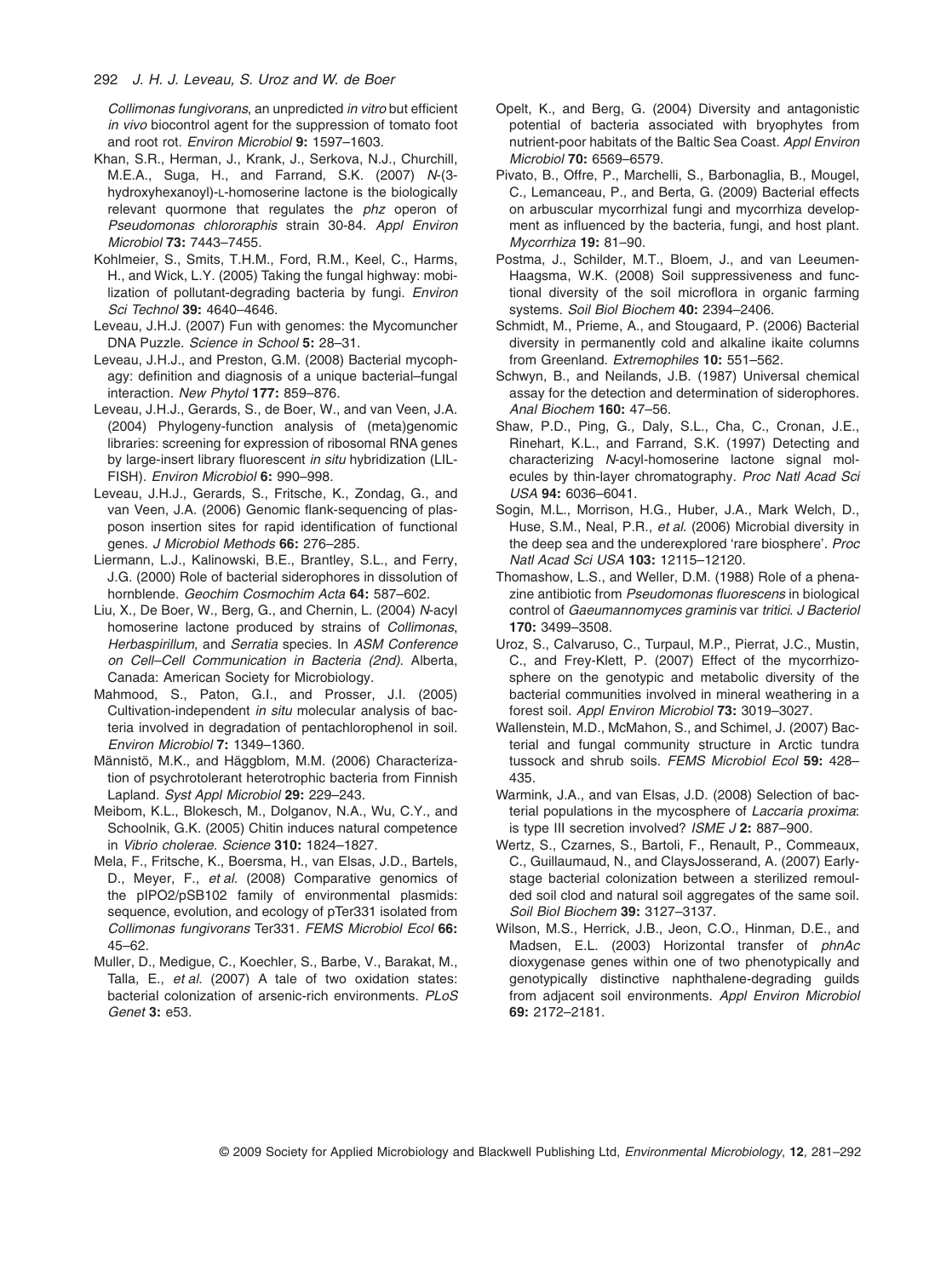*Collimonas fungivorans*, an unpredicted *in vitro* but efficient *in vivo* biocontrol agent for the suppression of tomato foot and root rot. *Environ Microbiol* **9:** 1597–1603.

Khan, S.R., Herman, J., Krank, J., Serkova, N.J., Churchill, M.E.A., Suga, H., and Farrand, S.K. (2007) *N*-(3-hydroxyhexanoyl)-L-homoserine lactone is the biologically relevant quormone that regulates the *phz* operon of *Pseudomonas chlororaphis* strain 30-84. *Appl Environ Microbiol* **73:** 7443–7455.

Kohlmeier, S., Smits, T.H.M., Ford, R.M., Keel, C., Harms, H., and Wick, L.Y. (2005) Taking the fungal highway: mobilization of pollutant-degrading bacteria by fungi. *Environ Sci Technol* **39:** 4640–4646.

Leveau, J.H.J. (2007) Fun with genomes: the Mycomuncher DNA Puzzle. *Science in School* **5:** 28–31.

Leveau, J.H.J., and Preston, G.M. (2008) Bacterial mycophagy: definition and diagnosis of a unique bacterial–fungal interaction. *New Phytol* **177:** 859–876.

Leveau, J.H.J., Gerards, S., de Boer, W., and van Veen, J.A. (2004) Phylogeny-function analysis of (meta)genomic libraries: screening for expression of ribosomal RNA genes by large-insert library fluorescent *in situ* hybridization (LIL-FISH). *Environ Microbiol* **6:** 990–998.

Leveau, J.H.J., Gerards, S., Fritsche, K., Zondag, G., and van Veen, J.A. (2006) Genomic flank-sequencing of plasposon insertion sites for rapid identification of functional genes. *J Microbiol Methods* **66:** 276–285.

Liermann, L.J., Kalinowski, B.E., Brantley, S.L., and Ferry, J.G. (2000) Role of bacterial siderophores in dissolution of hornblende. *Geochim Cosmochim Acta* **64:** 587–602.

Liu, X., De Boer, W., Berg, G., and Chernin, L. (2004) *N*-acyl homoserine lactone produced by strains of *Collimonas*, *Herbaspirillum*, and *Serratia* species. In *ASM Conference on Cell–Cell Communication in Bacteria (2nd).* Alberta, Canada: American Society for Microbiology.

Mahmood, S., Paton, G.I., and Prosser, J.I. (2005) Cultivation-independent *in situ* molecular analysis of bacteria involved in degradation of pentachlorophenol in soil. *Environ Microbiol* **7:** 1349–1360.

Männistö, M.K., and Häggblom, M.M. (2006) Characterization of psychrotolerant heterotrophic bacteria from Finnish Lapland. *Syst Appl Microbiol* **29:** 229–243.

Meibom, K.L., Blokesch, M., Dolganov, N.A., Wu, C.Y., and Schoolnik, G.K. (2005) Chitin induces natural competence in *Vibrio cholerae*. *Science* **310:** 1824–1827.

Mela, F., Fritsche, K., Boersma, H., van Elsas, J.D., Bartels, D., Meyer, F., *et al.* (2008) Comparative genomics of the pIPO2/pSB102 family of environmental plasmids: sequence, evolution, and ecology of pTer331 isolated from *Collimonas fungivorans* Ter331. *FEMS Microbiol Ecol* **66:** 45–62.

Muller, D., Medigue, C., Koechler, S., Barbe, V., Barakat, M., Talla, E., *et al.* (2007) A tale of two oxidation states: bacterial colonization of arsenic-rich environments. *PLoS Genet* **3:** e53.

Opelt, K., and Berg, G. (2004) Diversity and antagonistic potential of bacteria associated with bryophytes from nutrient-poor habitats of the Baltic Sea Coast. *Appl Environ Microbiol* **70:** 6569–6579.

Pivato, B., Offre, P., Marchelli, S., Barbonaglia, B., Mougel, C., Lemanceau, P., and Berta, G. (2009) Bacterial effects on arbuscular mycorrhizal fungi and mycorrhiza development as influenced by the bacteria, fungi, and host plant. *Mycorrhiza* **19:** 81–90.

Postma, J., Schilder, M.T., Bloem, J., and van Leeumen-Haagsma, W.K. (2008) Soil suppressiveness and functional diversity of the soil microflora in organic farming systems. *Soil Biol Biochem* **40:** 2394–2406.

Schmidt, M., Prieme, A., and Stougaard, P. (2006) Bacterial diversity in permanently cold and alkaline ikaite columns from Greenland. *Extremophiles* **10:** 551–562.

Schwyn, B., and Neilands, J.B. (1987) Universal chemical assay for the detection and determination of siderophores. *Anal Biochem* **160:** 47–56.

Shaw, P.D., Ping, G., Daly, S.L., Cha, C., Cronan, J.E., Rinehart, K.L., and Farrand, S.K. (1997) Detecting and characterizing *N*-acyl-homoserine lactone signal molecules by thin-layer chromatography. *Proc Natl Acad Sci USA* **94:** 6036–6041.

Sogin, M.L., Morrison, H.G., Huber, J.A., Mark Welch, D., Huse, S.M., Neal, P.R., *et al.* (2006) Microbial diversity in the deep sea and the underexplored 'rare biosphere'. *Proc Natl Acad Sci USA* **103:** 12115–12120.

Thomashow, L.S., and Weller, D.M. (1988) Role of a phenazine antibiotic from *Pseudomonas fluorescens* in biological control of *Gaeumannomyces graminis* var *tritici*. *J Bacteriol* **170:** 3499–3508.

Uroz, S., Calvaruso, C., Turpaul, M.P., Pierrat, J.C., Mustin, C., and Frey-Klett, P. (2007) Effect of the mycorrhizosphere on the genotypic and metabolic diversity of the bacterial communities involved in mineral weathering in a forest soil. *Appl Environ Microbiol* **73:** 3019–3027.

Wallenstein, M.D., McMahon, S., and Schimel, J. (2007) Bacterial and fungal community structure in Arctic tundra tussock and shrub soils. *FEMS Microbiol Ecol* **59:** 428–435.

Warmink, J.A., and van Elsas, J.D. (2008) Selection of bacterial populations in the mycosphere of *Laccaria proxima*: is type III secretion involved? *ISME J* **2:** 887–900.

Wertz, S., Czarnes, S., Bartoli, F., Renault, P., Commeaux, C., Guillaumaud, N., and ClaysJosserand, A. (2007) Early-stage bacterial colonization between a sterilized remoulded soil clod and natural soil aggregates of the same soil. *Soil Biol Biochem* **39:** 3127–3137.

Wilson, M.S., Herrick, J.B., Jeon, C.O., Hinman, D.E., and Madsen, E.L. (2003) Horizontal transfer of *phnAc* dioxygenase genes within one of two phenotypically and genotypically distinctive naphthalene-degrading guilds from adjacent soil environments. *Appl Environ Microbiol* **69:** 2172–2181.